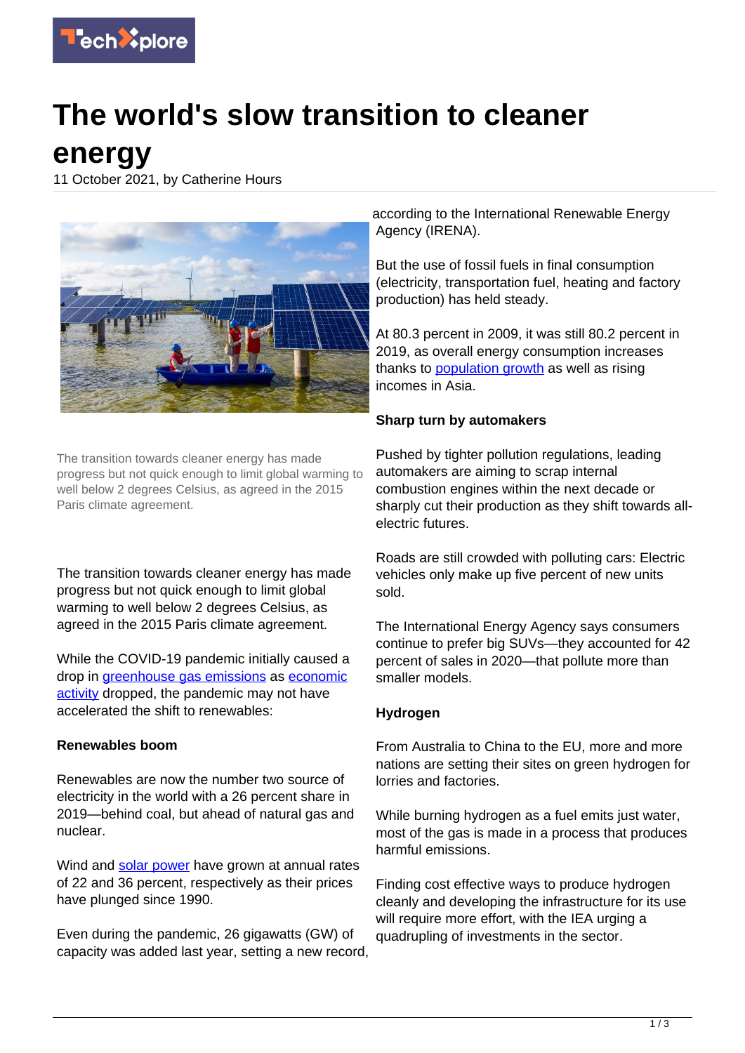# The world's slow transition to cleaner energy

11 October 2021, by Catherine Hours

The transition towards cleaner energy has made progress but not quick enough to limit global warming to well below 2 degrees Celsius, as agreed in the 2015 Paris climate agreement.

The transition towards cleaner energy has made progress but not quick enough to limit global warming to well below 2 degrees Celsius, as agreed in the 2015 Paris climate agreement.

While the COVID-19 pandemic initially caused a drop in greenhouse gas emissions as economic activity dropped, the pandemic may not have accelerated the shift to renewables:

**Renewables boom**

Renewables are now the number two source of electricity in the world with a 26 percent share in 2019—behind coal, but ahead of natural gas and nuclear.

Wind and solar power have grown at annual rates of 22 and 36 percent, respectively as their prices have plunged since 1990.

Even during the pandemic, 26 gigawatts (GW) of capacity was added last year, setting a new record, according to the International Renewable Energy Agency (IRENA).

But the use of fossil fuels in final consumption (electricity, transportation fuel, heating and factory production) has held steady.

At 80.3 percent in 2009, it was still 80.2 percent in 2019, as overall energy consumption increases thanks to population growth as well as rising incomes in Asia.

**Sharp turn by automakers**

Pushed by tighter pollution regulations, leading automakers are aiming to scrap internal combustion engines within the next decade or sharply cut their production as they shift towards all-electric futures.

Roads are still crowded with polluting cars: Electric vehicles only make up five percent of new units sold.

The International Energy Agency says consumers continue to prefer big SUVs—they accounted for 42 percent of sales in 2020—that pollute more than smaller models.

**Hydrogen**

From Australia to China to the EU, more and more nations are setting their sites on green hydrogen for lorries and factories.

While burning hydrogen as a fuel emits just water, most of the gas is made in a process that produces harmful emissions.

Finding cost effective ways to produce hydrogen cleanly and developing the infrastructure for its use will require more effort, with the IEA urging a quadrupling of investments in the sector.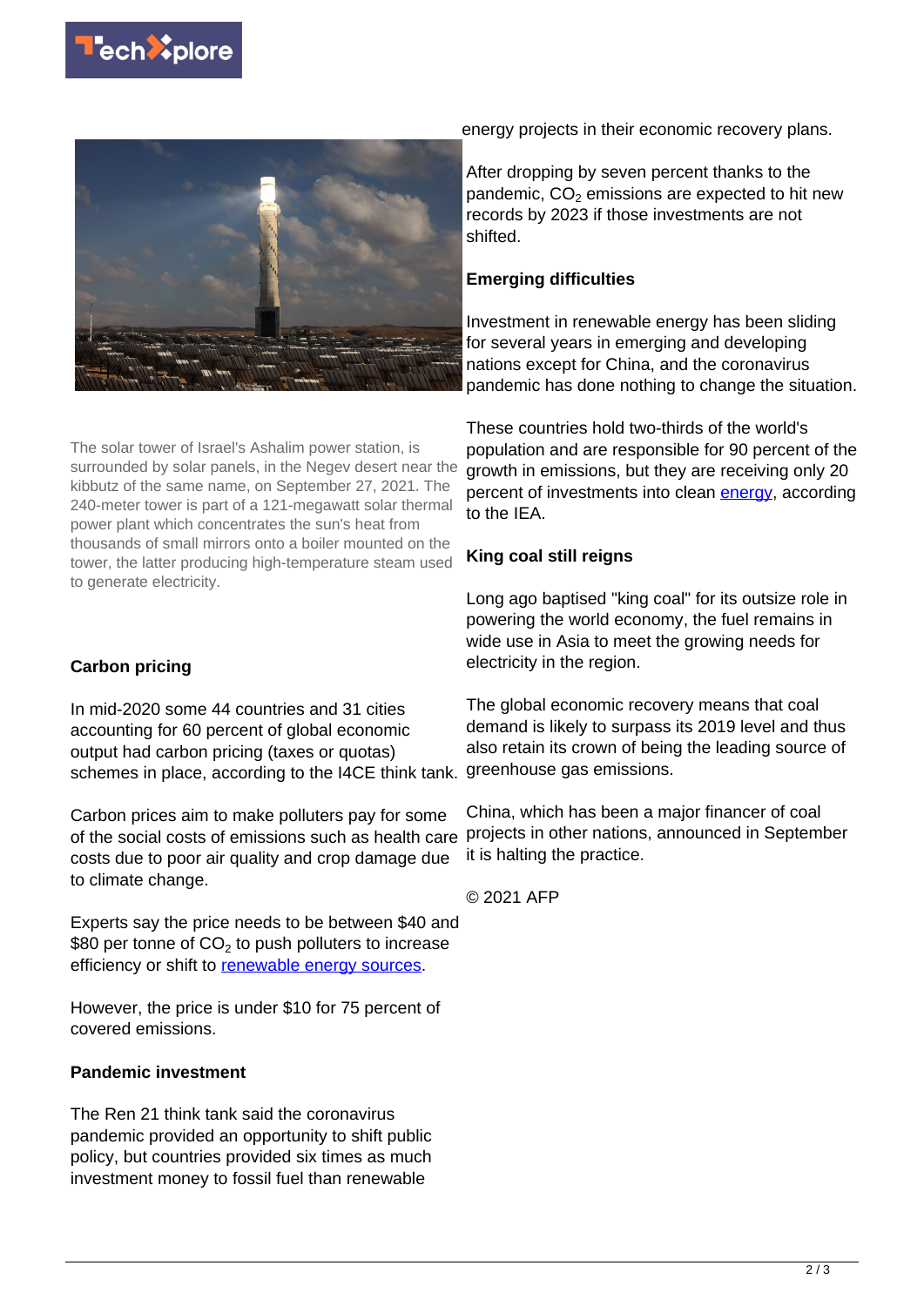The solar tower of Israel's Ashalim power station, is surrounded by solar panels, in the Negev desert near the kibbutz of the same name, on September 27, 2021. The 240-meter tower is part of a 121-megawatt solar thermal power plant which concentrates the sun's heat from thousands of small mirrors onto a boiler mounted on the tower, the latter producing high-temperature steam used to generate electricity.

**Carbon pricing**

In mid-2020 some 44 countries and 31 cities accounting for 60 percent of global economic output had carbon pricing (taxes or quotas) schemes in place, according to the I4CE think tank.

Carbon prices aim to make polluters pay for some of the social costs of emissions such as health care costs due to poor air quality and crop damage due to climate change.

Experts say the price needs to be between $40 and $80 per tonne of $CO_2$ to push polluters to increase efficiency or shift to renewable energy sources.

However, the price is under $10 for 75 percent of covered emissions.

**Pandemic investment**

The Ren 21 think tank said the coronavirus pandemic provided an opportunity to shift public policy, but countries provided six times as much investment money to fossil fuel than renewable energy projects in their economic recovery plans.

After dropping by seven percent thanks to the pandemic, $CO_2$ emissions are expected to hit new records by 2023 if those investments are not shifted.

**Emerging difficulties**

Investment in renewable energy has been sliding for several years in emerging and developing nations except for China, and the coronavirus pandemic has done nothing to change the situation.

These countries hold two-thirds of the world's population and are responsible for 90 percent of the growth in emissions, but they are receiving only 20 percent of investments into clean energy, according to the IEA.

**King coal still reigns**

Long ago baptised "king coal" for its outsize role in powering the world economy, the fuel remains in wide use in Asia to meet the growing needs for electricity in the region.

The global economic recovery means that coal demand is likely to surpass its 2019 level and thus also retain its crown of being the leading source of greenhouse gas emissions.

China, which has been a major financer of coal projects in other nations, announced in September it is halting the practice.

© 2021 AFP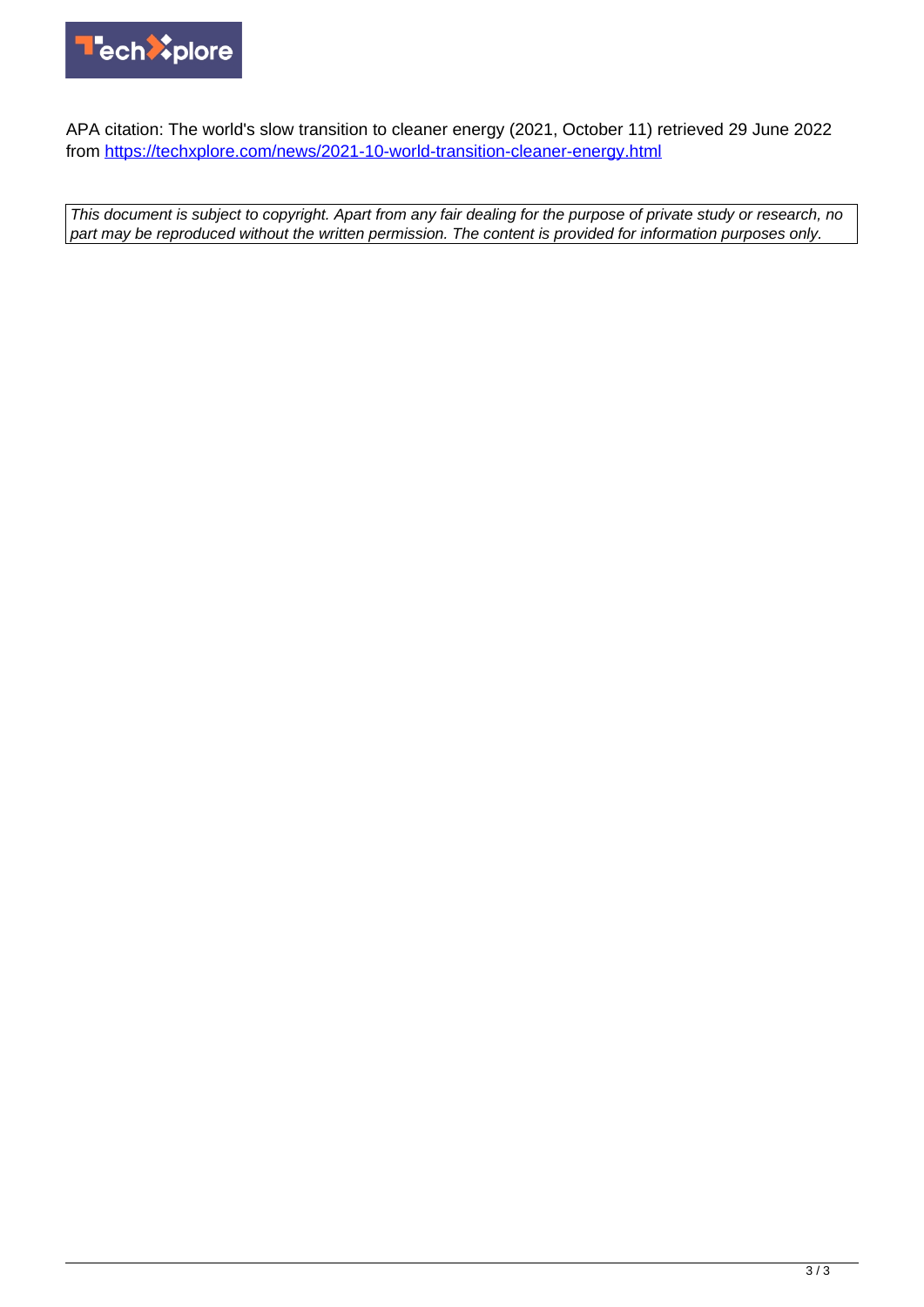APA citation: The world's slow transition to cleaner energy (2021, October 11) retrieved 29 June 2022 from https://techxplore.com/news/2021-10-world-transition-cleaner-energy.html

*This document is subject to copyright. Apart from any fair dealing for the purpose of private study or research, no part may be reproduced without the written permission. The content is provided for information purposes only.*